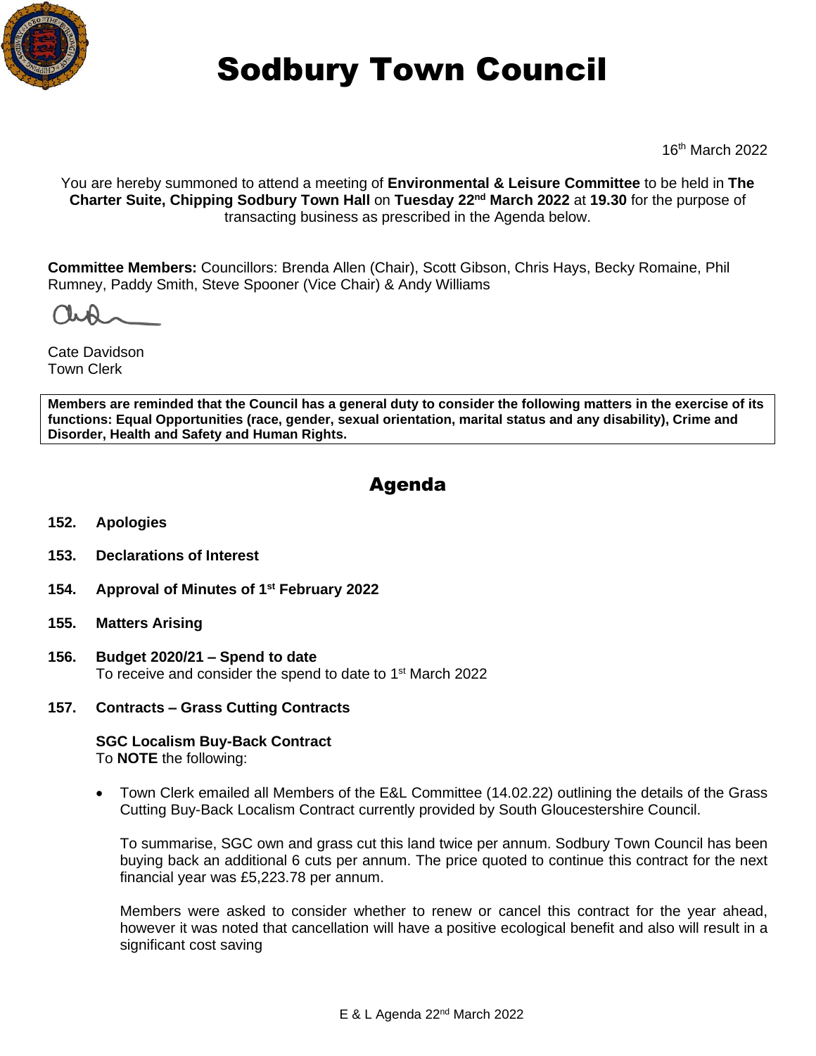# Sodbury Town Council

16th March 2022

You are hereby summoned to attend a meeting of **Environmental & Leisure Committee** to be held in **The Charter Suite, Chipping Sodbury Town Hall** on **Tuesday 22nd March 2022** at **19.30** for the purpose of transacting business as prescribed in the Agenda below.

**Committee Members:** Councillors: Brenda Allen (Chair), Scott Gibson, Chris Hays, Becky Romaine, Phil Rumney, Paddy Smith, Steve Spooner (Vice Chair) & Andy Williams

Cate Davidson
Town Clerk

**Members are reminded that the Council has a general duty to consider the following matters in the exercise of its functions: Equal Opportunities (race, gender, sexual orientation, marital status and any disability), Crime and Disorder, Health and Safety and Human Rights.**

## Agenda

**152. Apologies**

**153. Declarations of Interest**

**154. Approval of Minutes of 1st February 2022**

**155. Matters Arising**

**156. Budget 2020/21 – Spend to date**
To receive and consider the spend to date to 1st March 2022

**157. Contracts – Grass Cutting Contracts**

**SGC Localism Buy-Back Contract**
To **NOTE** the following:

- Town Clerk emailed all Members of the E&L Committee (14.02.22) outlining the details of the Grass Cutting Buy-Back Localism Contract currently provided by South Gloucestershire Council.

  To summarise, SGC own and grass cut this land twice per annum. Sodbury Town Council has been buying back an additional 6 cuts per annum. The price quoted to continue this contract for the next financial year was £5,223.78 per annum.

  Members were asked to consider whether to renew or cancel this contract for the year ahead, however it was noted that cancellation will have a positive ecological benefit and also will result in a significant cost saving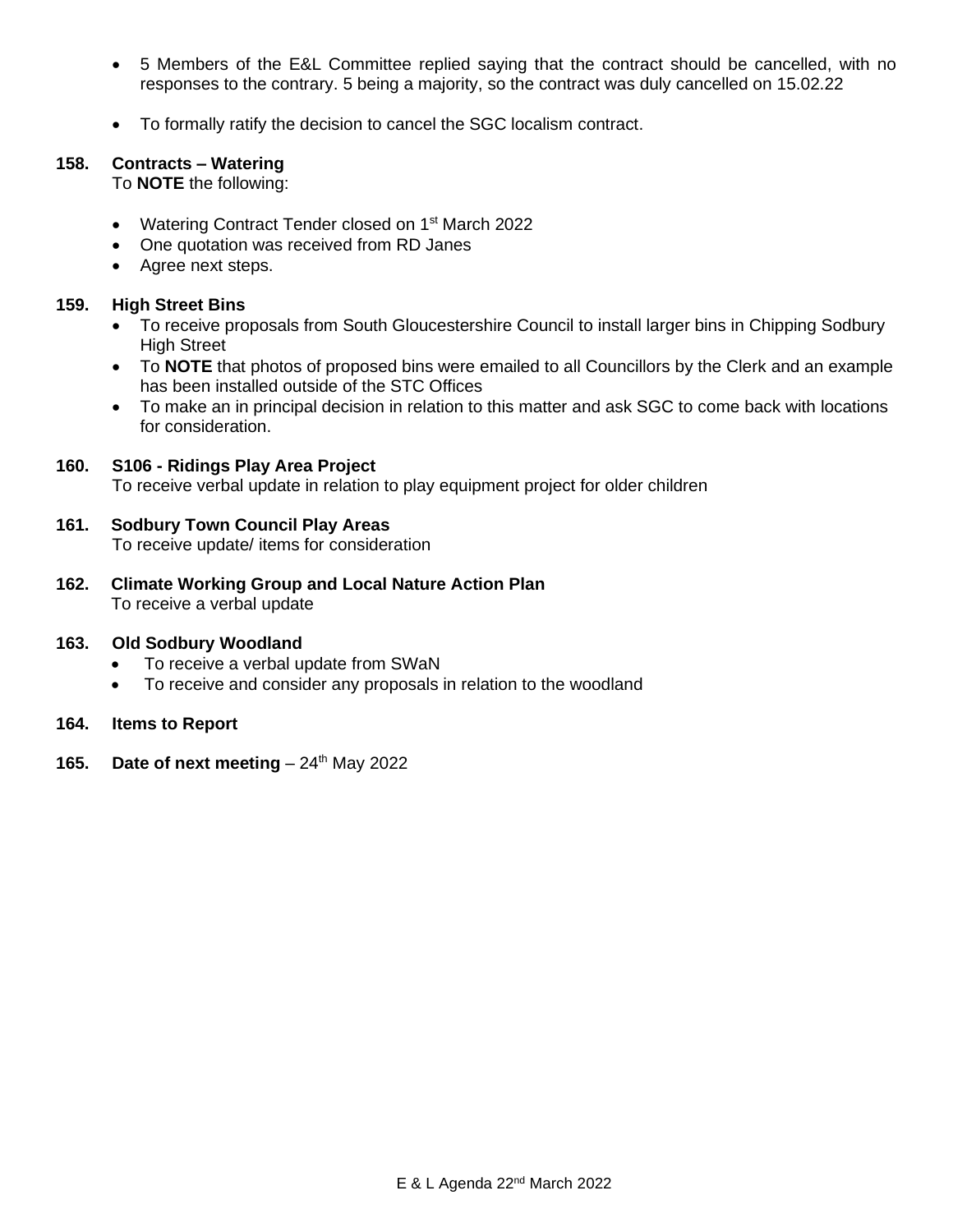- 5 Members of the E&L Committee replied saying that the contract should be cancelled, with no responses to the contrary. 5 being a majority, so the contract was duly cancelled on 15.02.22

- To formally ratify the decision to cancel the SGC localism contract.

**158. Contracts – Watering**

To **NOTE** the following:

- Watering Contract Tender closed on 1st March 2022
- One quotation was received from RD Janes
- Agree next steps.

**159. High Street Bins**

- To receive proposals from South Gloucestershire Council to install larger bins in Chipping Sodbury High Street
- To **NOTE** that photos of proposed bins were emailed to all Councillors by the Clerk and an example has been installed outside of the STC Offices
- To make an in principal decision in relation to this matter and ask SGC to come back with locations for consideration.

**160. S106 - Ridings Play Area Project**

To receive verbal update in relation to play equipment project for older children

**161. Sodbury Town Council Play Areas**

To receive update/ items for consideration

**162. Climate Working Group and Local Nature Action Plan**

To receive a verbal update

**163. Old Sodbury Woodland**

- To receive a verbal update from SWaN
- To receive and consider any proposals in relation to the woodland

**164. Items to Report**

**165. Date of next meeting** – 24th May 2022